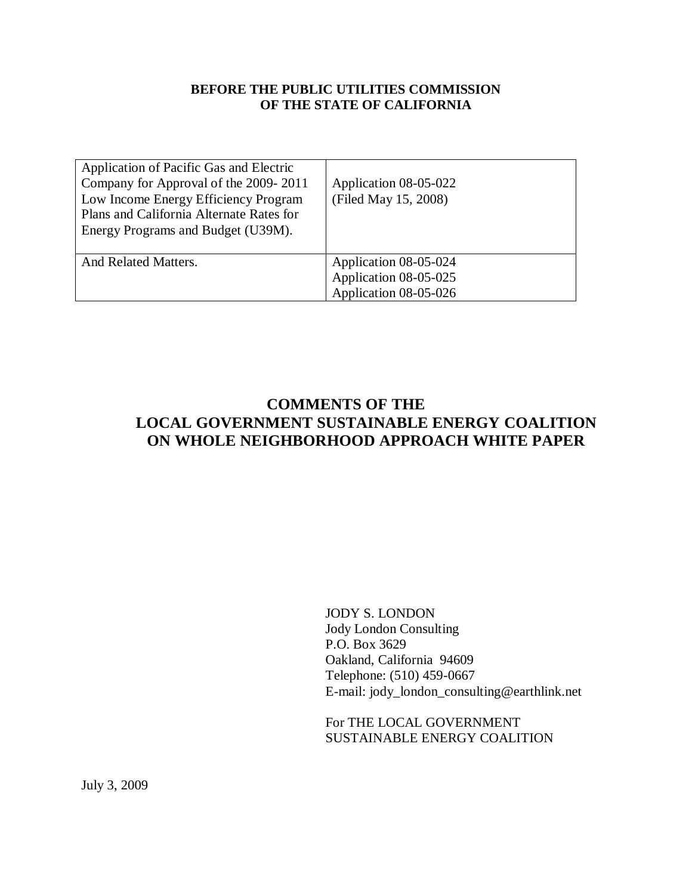**BEFORE THE PUBLIC UTILITIES COMMISSION OF THE STATE OF CALIFORNIA**

| | |
|---|---|
| Application of Pacific Gas and Electric Company for Approval of the 2009- 2011 Low Income Energy Efficiency Program Plans and California Alternate Rates for Energy Programs and Budget (U39M). | Application 08-05-022 (Filed May 15, 2008) |
| And Related Matters. | Application 08-05-024<br>Application 08-05-025<br>Application 08-05-026 |

# COMMENTS OF THE LOCAL GOVERNMENT SUSTAINABLE ENERGY COALITION ON WHOLE NEIGHBORHOOD APPROACH WHITE PAPER

JODY S. LONDON
Jody London Consulting
P.O. Box 3629
Oakland, California 94609
Telephone: (510) 459-0667
E-mail: jody_london_consulting@earthlink.net

For THE LOCAL GOVERNMENT SUSTAINABLE ENERGY COALITION

July 3, 2009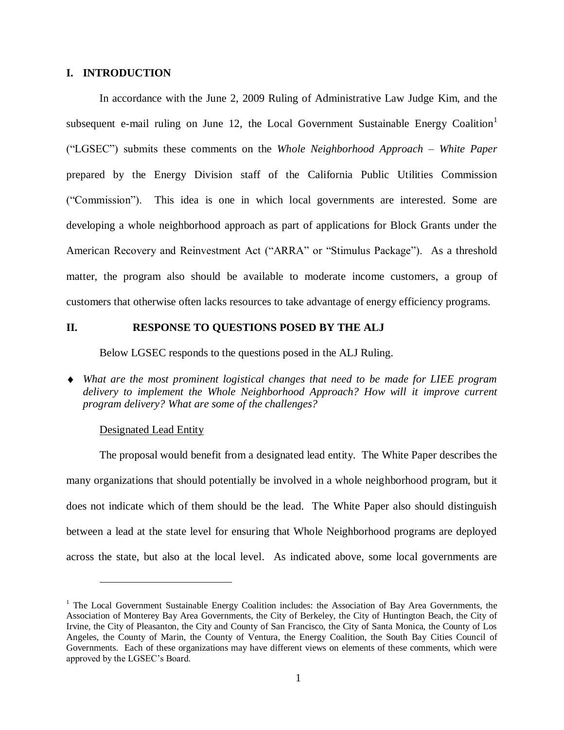## I. INTRODUCTION

In accordance with the June 2, 2009 Ruling of Administrative Law Judge Kim, and the subsequent e-mail ruling on June 12, the Local Government Sustainable Energy Coalition[1] ("LGSEC") submits these comments on the *Whole Neighborhood Approach – White Paper* prepared by the Energy Division staff of the California Public Utilities Commission ("Commission"). This idea is one in which local governments are interested. Some are developing a whole neighborhood approach as part of applications for Block Grants under the American Recovery and Reinvestment Act ("ARRA" or "Stimulus Package"). As a threshold matter, the program also should be available to moderate income customers, a group of customers that otherwise often lacks resources to take advantage of energy efficiency programs.

## II. RESPONSE TO QUESTIONS POSED BY THE ALJ

Below LGSEC responds to the questions posed in the ALJ Ruling.

- *What are the most prominent logistical changes that need to be made for LIEE program delivery to implement the Whole Neighborhood Approach? How will it improve current program delivery? What are some of the challenges?*

Designated Lead Entity

The proposal would benefit from a designated lead entity. The White Paper describes the many organizations that should potentially be involved in a whole neighborhood program, but it does not indicate which of them should be the lead. The White Paper also should distinguish between a lead at the state level for ensuring that Whole Neighborhood programs are deployed across the state, but also at the local level. As indicated above, some local governments are

[1] The Local Government Sustainable Energy Coalition includes: the Association of Bay Area Governments, the Association of Monterey Bay Area Governments, the City of Berkeley, the City of Huntington Beach, the City of Irvine, the City of Pleasanton, the City and County of San Francisco, the City of Santa Monica, the County of Los Angeles, the County of Marin, the County of Ventura, the Energy Coalition, the South Bay Cities Council of Governments. Each of these organizations may have different views on elements of these comments, which were approved by the LGSEC's Board.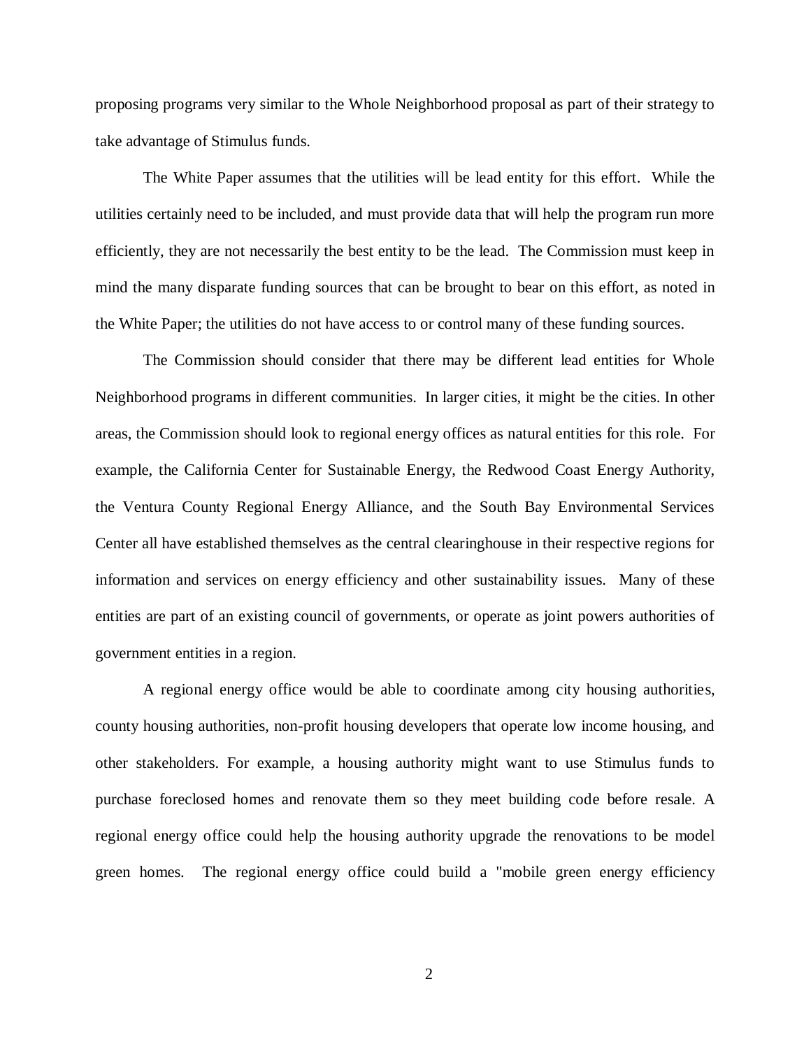proposing programs very similar to the Whole Neighborhood proposal as part of their strategy to take advantage of Stimulus funds.

The White Paper assumes that the utilities will be lead entity for this effort. While the utilities certainly need to be included, and must provide data that will help the program run more efficiently, they are not necessarily the best entity to be the lead. The Commission must keep in mind the many disparate funding sources that can be brought to bear on this effort, as noted in the White Paper; the utilities do not have access to or control many of these funding sources.

The Commission should consider that there may be different lead entities for Whole Neighborhood programs in different communities. In larger cities, it might be the cities. In other areas, the Commission should look to regional energy offices as natural entities for this role. For example, the California Center for Sustainable Energy, the Redwood Coast Energy Authority, the Ventura County Regional Energy Alliance, and the South Bay Environmental Services Center all have established themselves as the central clearinghouse in their respective regions for information and services on energy efficiency and other sustainability issues. Many of these entities are part of an existing council of governments, or operate as joint powers authorities of government entities in a region.

A regional energy office would be able to coordinate among city housing authorities, county housing authorities, non-profit housing developers that operate low income housing, and other stakeholders. For example, a housing authority might want to use Stimulus funds to purchase foreclosed homes and renovate them so they meet building code before resale. A regional energy office could help the housing authority upgrade the renovations to be model green homes. The regional energy office could build a "mobile green energy efficiency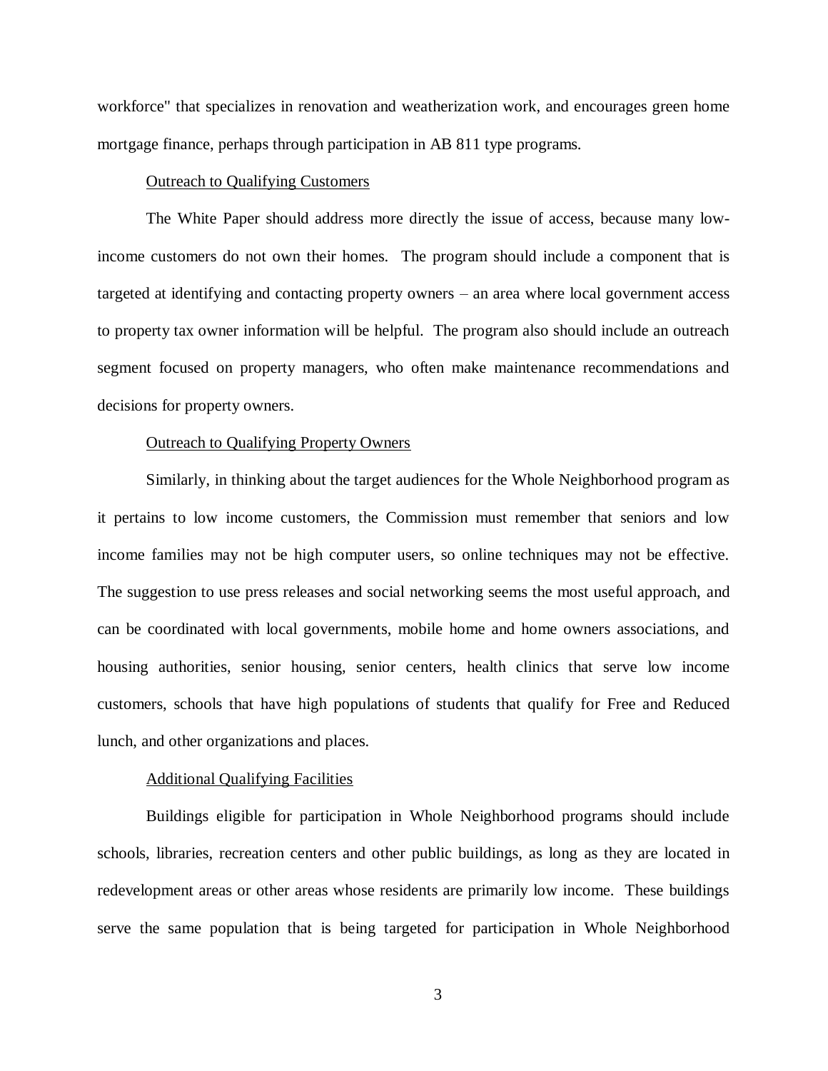workforce" that specializes in renovation and weatherization work, and encourages green home mortgage finance, perhaps through participation in AB 811 type programs.

Outreach to Qualifying Customers

The White Paper should address more directly the issue of access, because many low-income customers do not own their homes. The program should include a component that is targeted at identifying and contacting property owners – an area where local government access to property tax owner information will be helpful. The program also should include an outreach segment focused on property managers, who often make maintenance recommendations and decisions for property owners.

Outreach to Qualifying Property Owners

Similarly, in thinking about the target audiences for the Whole Neighborhood program as it pertains to low income customers, the Commission must remember that seniors and low income families may not be high computer users, so online techniques may not be effective. The suggestion to use press releases and social networking seems the most useful approach, and can be coordinated with local governments, mobile home and home owners associations, and housing authorities, senior housing, senior centers, health clinics that serve low income customers, schools that have high populations of students that qualify for Free and Reduced lunch, and other organizations and places.

Additional Qualifying Facilities

Buildings eligible for participation in Whole Neighborhood programs should include schools, libraries, recreation centers and other public buildings, as long as they are located in redevelopment areas or other areas whose residents are primarily low income. These buildings serve the same population that is being targeted for participation in Whole Neighborhood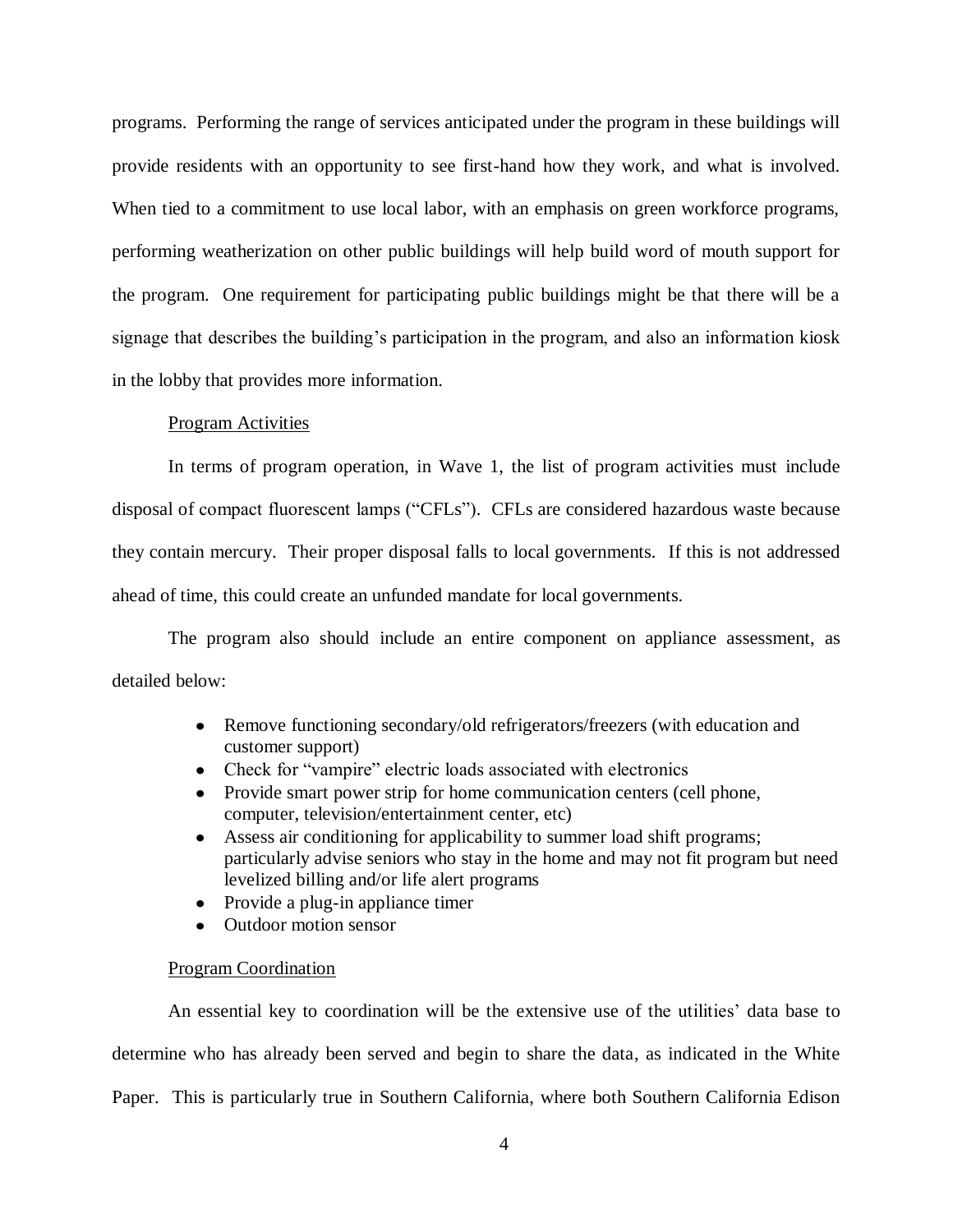programs. Performing the range of services anticipated under the program in these buildings will provide residents with an opportunity to see first-hand how they work, and what is involved. When tied to a commitment to use local labor, with an emphasis on green workforce programs, performing weatherization on other public buildings will help build word of mouth support for the program. One requirement for participating public buildings might be that there will be a signage that describes the building's participation in the program, and also an information kiosk in the lobby that provides more information.

<u>Program Activities</u>

In terms of program operation, in Wave 1, the list of program activities must include disposal of compact fluorescent lamps ("CFLs"). CFLs are considered hazardous waste because they contain mercury. Their proper disposal falls to local governments. If this is not addressed ahead of time, this could create an unfunded mandate for local governments.

The program also should include an entire component on appliance assessment, as detailed below:

- Remove functioning secondary/old refrigerators/freezers (with education and customer support)
- Check for "vampire" electric loads associated with electronics
- Provide smart power strip for home communication centers (cell phone, computer, television/entertainment center, etc)
- Assess air conditioning for applicability to summer load shift programs; particularly advise seniors who stay in the home and may not fit program but need levelized billing and/or life alert programs
- Provide a plug-in appliance timer
- Outdoor motion sensor

<u>Program Coordination</u>

An essential key to coordination will be the extensive use of the utilities' data base to determine who has already been served and begin to share the data, as indicated in the White Paper. This is particularly true in Southern California, where both Southern California Edison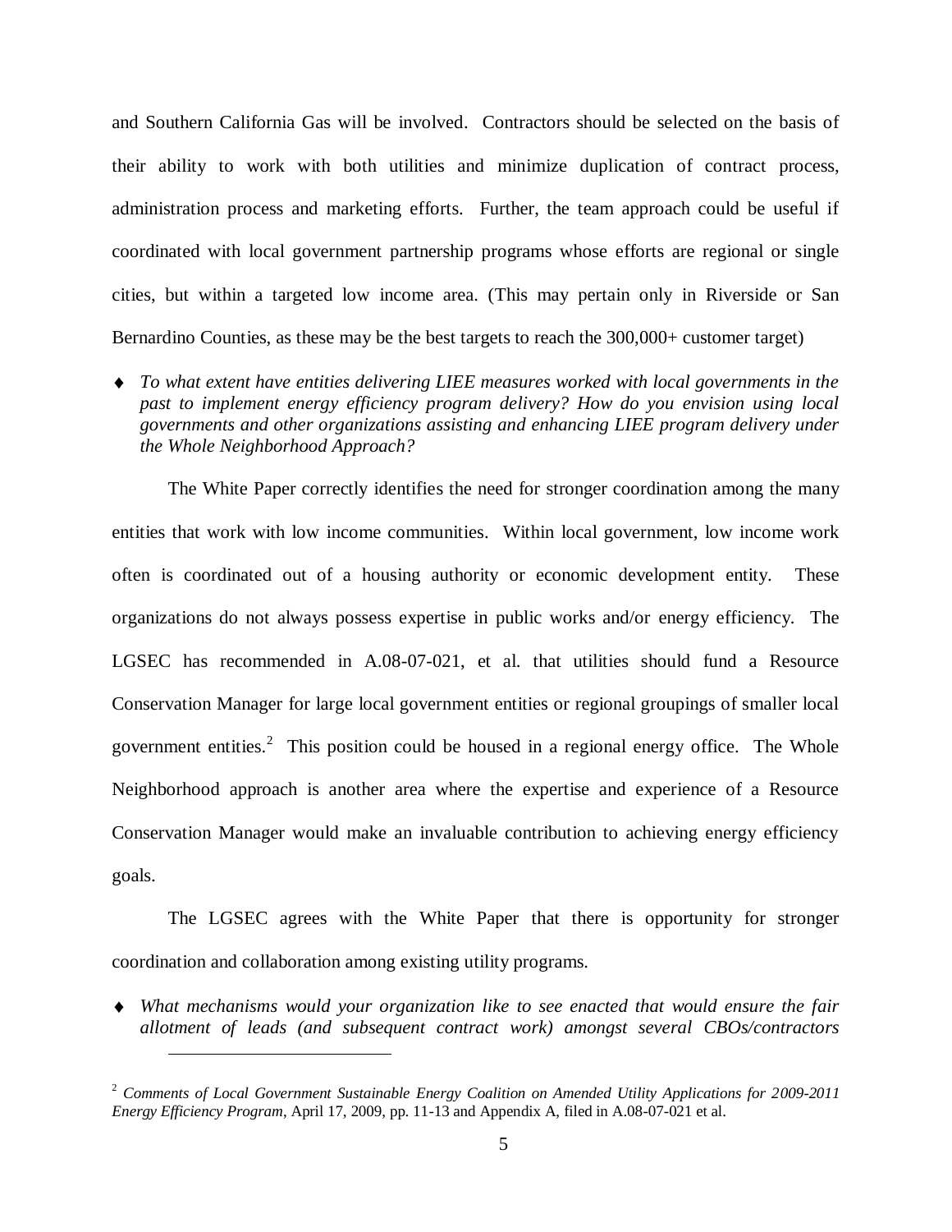and Southern California Gas will be involved. Contractors should be selected on the basis of their ability to work with both utilities and minimize duplication of contract process, administration process and marketing efforts. Further, the team approach could be useful if coordinated with local government partnership programs whose efforts are regional or single cities, but within a targeted low income area. (This may pertain only in Riverside or San Bernardino Counties, as these may be the best targets to reach the 300,000+ customer target)

- *To what extent have entities delivering LIEE measures worked with local governments in the past to implement energy efficiency program delivery? How do you envision using local governments and other organizations assisting and enhancing LIEE program delivery under the Whole Neighborhood Approach?*

The White Paper correctly identifies the need for stronger coordination among the many entities that work with low income communities. Within local government, low income work often is coordinated out of a housing authority or economic development entity. These organizations do not always possess expertise in public works and/or energy efficiency. The LGSEC has recommended in A.08-07-021, et al. that utilities should fund a Resource Conservation Manager for large local government entities or regional groupings of smaller local government entities.[2] This position could be housed in a regional energy office. The Whole Neighborhood approach is another area where the expertise and experience of a Resource Conservation Manager would make an invaluable contribution to achieving energy efficiency goals.

The LGSEC agrees with the White Paper that there is opportunity for stronger coordination and collaboration among existing utility programs.

- *What mechanisms would your organization like to see enacted that would ensure the fair allotment of leads (and subsequent contract work) amongst several CBOs/contractors*

---

[2] *Comments of Local Government Sustainable Energy Coalition on Amended Utility Applications for 2009-2011 Energy Efficiency Program*, April 17, 2009, pp. 11-13 and Appendix A, filed in A.08-07-021 et al.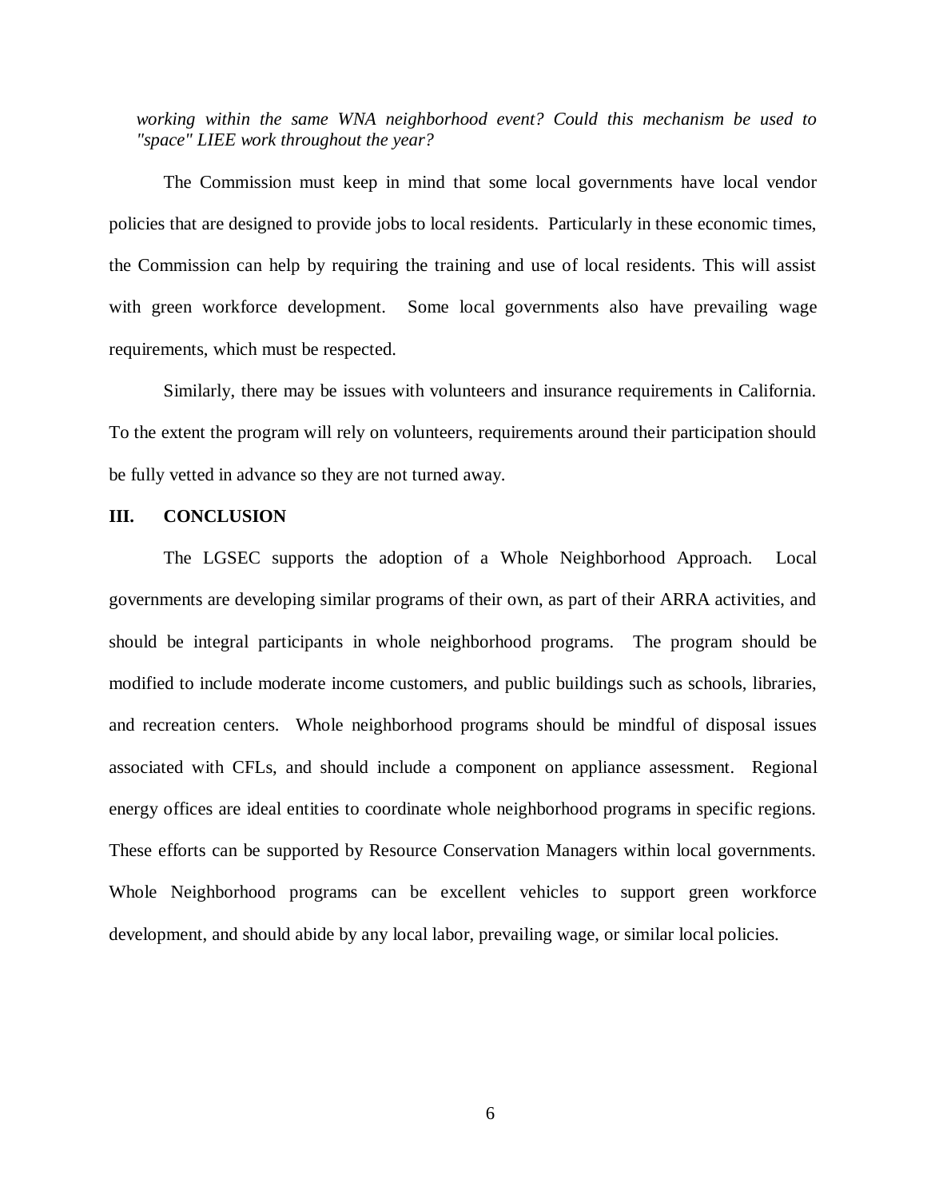*working within the same WNA neighborhood event? Could this mechanism be used to "space" LIEE work throughout the year?*

The Commission must keep in mind that some local governments have local vendor policies that are designed to provide jobs to local residents. Particularly in these economic times, the Commission can help by requiring the training and use of local residents. This will assist with green workforce development. Some local governments also have prevailing wage requirements, which must be respected.

Similarly, there may be issues with volunteers and insurance requirements in California. To the extent the program will rely on volunteers, requirements around their participation should be fully vetted in advance so they are not turned away.

## III. CONCLUSION

The LGSEC supports the adoption of a Whole Neighborhood Approach. Local governments are developing similar programs of their own, as part of their ARRA activities, and should be integral participants in whole neighborhood programs. The program should be modified to include moderate income customers, and public buildings such as schools, libraries, and recreation centers. Whole neighborhood programs should be mindful of disposal issues associated with CFLs, and should include a component on appliance assessment. Regional energy offices are ideal entities to coordinate whole neighborhood programs in specific regions. These efforts can be supported by Resource Conservation Managers within local governments. Whole Neighborhood programs can be excellent vehicles to support green workforce development, and should abide by any local labor, prevailing wage, or similar local policies.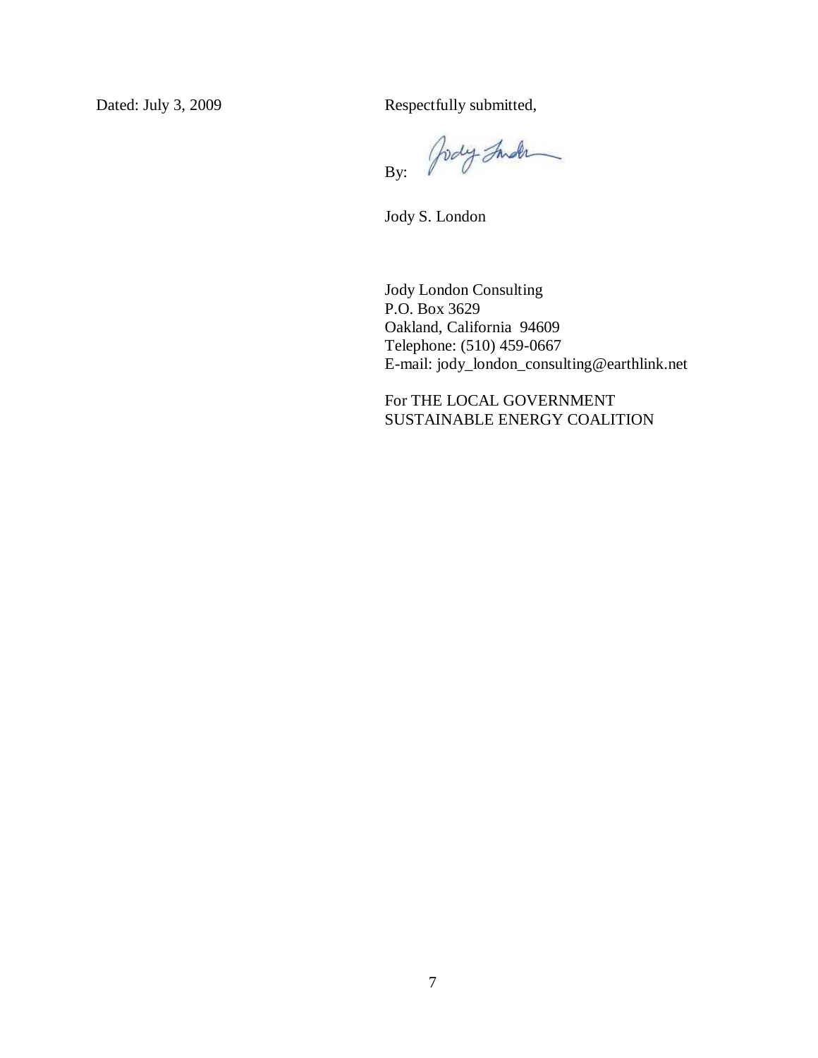Dated: July 3, 2009

Respectfully submitted,

By: 

Jody S. London

Jody London Consulting  
P.O. Box 3629  
Oakland, California 94609  
Telephone: (510) 459-0667  
E-mail: jody_london_consulting@earthlink.net

For THE LOCAL GOVERNMENT SUSTAINABLE ENERGY COALITION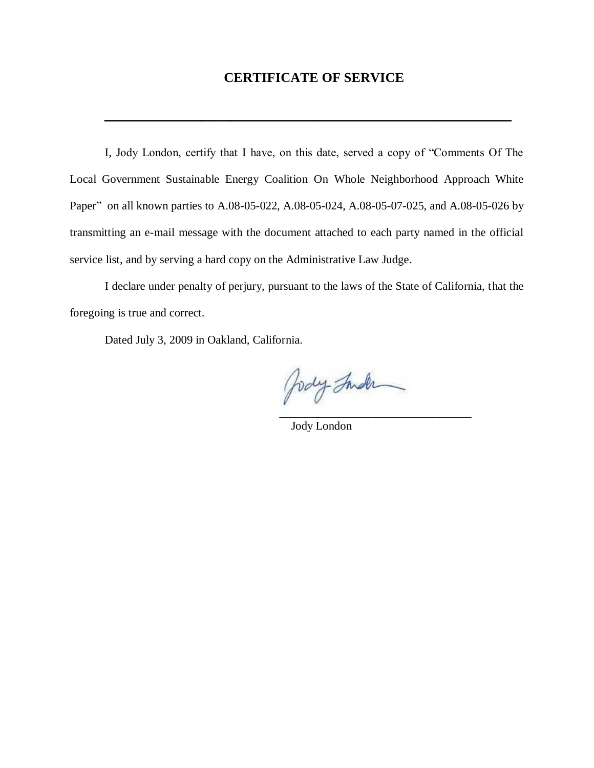# CERTIFICATE OF SERVICE

---

I, Jody London, certify that I have, on this date, served a copy of "Comments Of The Local Government Sustainable Energy Coalition On Whole Neighborhood Approach White Paper" on all known parties to A.08-05-022, A.08-05-024, A.08-05-07-025, and A.08-05-026 by transmitting an e-mail message with the document attached to each party named in the official service list, and by serving a hard copy on the Administrative Law Judge.

I declare under penalty of perjury, pursuant to the laws of the State of California, that the foregoing is true and correct.

Dated July 3, 2009 in Oakland, California.

\_\_\_\_\_\_\_\_\_\_\_\_\_\_\_\_\_\_\_\_\_\_\_\_\_\_\_\_\_\_\_\_\_\_\_

Jody London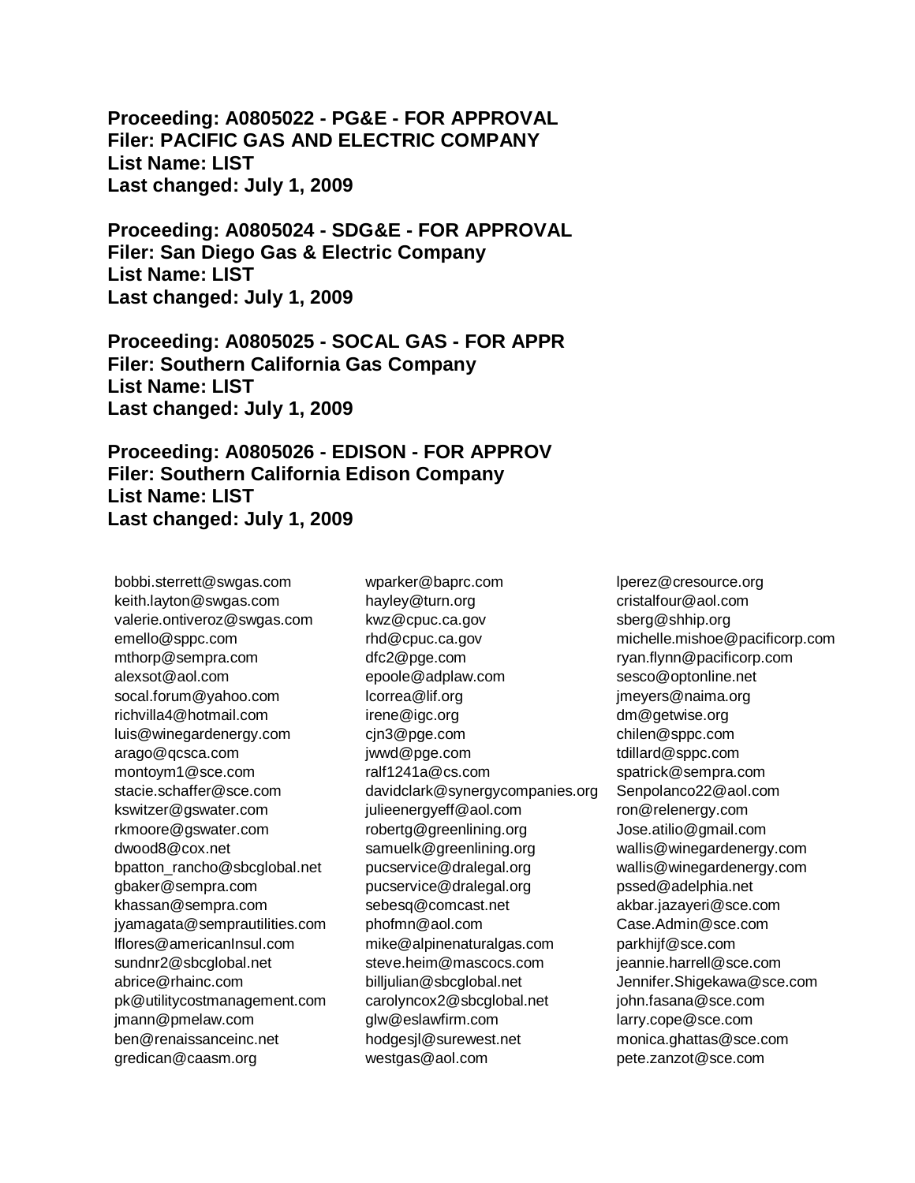**Proceeding: A0805022 - PG&E - FOR APPROVAL**
**Filer: PACIFIC GAS AND ELECTRIC COMPANY**
**List Name: LIST**
**Last changed: July 1, 2009**

**Proceeding: A0805024 - SDG&E - FOR APPROVAL**
**Filer: San Diego Gas & Electric Company**
**List Name: LIST**
**Last changed: July 1, 2009**

**Proceeding: A0805025 - SOCAL GAS - FOR APPR**
**Filer: Southern California Gas Company**
**List Name: LIST**
**Last changed: July 1, 2009**

**Proceeding: A0805026 - EDISON - FOR APPROV**
**Filer: Southern California Edison Company**
**List Name: LIST**
**Last changed: July 1, 2009**

bobbi.sterrett@swgas.com
keith.layton@swgas.com
valerie.ontiveroz@swgas.com
emello@sppc.com
mthorp@sempra.com
alexsot@aol.com
socal.forum@yahoo.com
richvilla4@hotmail.com
luis@winegardenergy.com
arago@qcsca.com
montoym1@sce.com
stacie.schaffer@sce.com
kswitzer@gswater.com
rkmoore@gswater.com
dwood8@cox.net
bpatton_rancho@sbcglobal.net
gbaker@sempra.com
khassan@sempra.com
jyamagata@semprautilities.com
lflores@americanInsul.com
sundnr2@sbcglobal.net
abrice@rhainc.com
pk@utilitycostmanagement.com
jmann@pmelaw.com
ben@renaissanceinc.net
gredican@caasm.org
wparker@baprc.com
hayley@turn.org
kwz@cpuc.ca.gov
rhd@cpuc.ca.gov
dfc2@pge.com
epoole@adplaw.com
lcorrea@lif.org
irene@igc.org
cjn3@pge.com
jwwd@pge.com
ralf1241a@cs.com
davidclark@synergycompanies.org
julieenergyeff@aol.com
robertg@greenlining.org
samuelk@greenlining.org
pucservice@dralegal.org
pucservice@dralegal.org
sebesq@comcast.net
phofmn@aol.com
mike@alpinenaturalgas.com
steve.heim@mascocs.com
billjulian@sbcglobal.net
carolyncox2@sbcglobal.net
glw@eslawfirm.com
hodgesjl@surewest.net
westgas@aol.com
lperez@cresource.org
cristalfour@aol.com
sberg@shhip.org
michelle.mishoe@pacificorp.com
ryan.flynn@pacificorp.com
sesco@optonline.net
jmeyers@naima.org
dm@getwise.org
chilen@sppc.com
tdillard@sppc.com
spatrick@sempra.com
Senpolanco22@aol.com
ron@relenergy.com
Jose.atilio@gmail.com
wallis@winegardenergy.com
wallis@winegardenergy.com
pssed@adelphia.net
akbar.jazayeri@sce.com
Case.Admin@sce.com
parkhijf@sce.com
jeannie.harrell@sce.com
Jennifer.Shigekawa@sce.com
john.fasana@sce.com
larry.cope@sce.com
monica.ghattas@sce.com
pete.zanzot@sce.com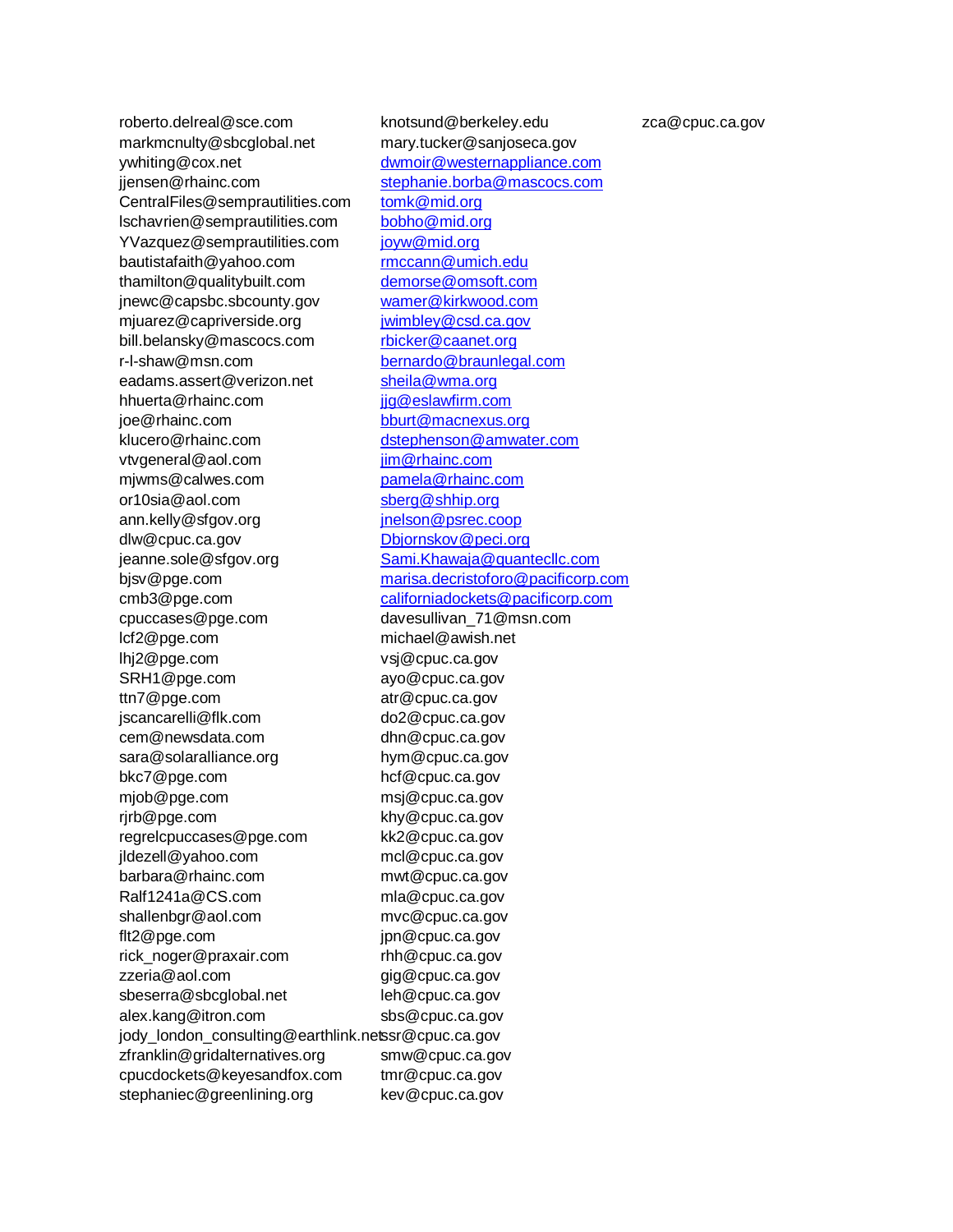roberto.delreal@sce.com
markmcnulty@sbcglobal.net
ywhiting@cox.net
jjensen@rhainc.com
CentralFiles@semprautilities.com
lschavrien@semprautilities.com
YVazquez@semprautilities.com
bautistafaith@yahoo.com
thamilton@qualitybuilt.com
jnewc@capsbc.sbcounty.gov
mjuarez@capriverside.org
bill.belansky@mascocs.com
r-l-shaw@msn.com
eadams.assert@verizon.net
hhuerta@rhainc.com
joe@rhainc.com
klucero@rhainc.com
vtvgeneral@aol.com
mjwms@calwes.com
or10sia@aol.com
ann.kelly@sfgov.org
dlw@cpuc.ca.gov
jeanne.sole@sfgov.org
bjsv@pge.com
cmb3@pge.com
cpuccases@pge.com
lcf2@pge.com
lhj2@pge.com
SRH1@pge.com
ttn7@pge.com
jscancarelli@flk.com
cem@newsdata.com
sara@solaralliance.org
bkc7@pge.com
mjob@pge.com
rjrb@pge.com
regrelcpuccases@pge.com
jldezell@yahoo.com
barbara@rhainc.com
Ralf1241a@CS.com
shallenbgr@aol.com
flt2@pge.com
rick_noger@praxair.com
zzeria@aol.com
sbeserra@sbcglobal.net
alex.kang@itron.com
jody_london_consulting@earthlink.net
zfranklin@gridalternatives.org
cpucdockets@keyesandfox.com
stephaniec@greenlining.org
knotsund@berkeley.edu
mary.tucker@sanjoseca.gov
dwmoir@westernappliance.com
stephanie.borba@mascocs.com
tomk@mid.org
bobho@mid.org
joyw@mid.org
rmccann@umich.edu
demorse@omsoft.com
wamer@kirkwood.com
jwimbley@csd.ca.gov
rbicker@caanet.org
bernardo@braunlegal.com
sheila@wma.org
jjg@eslawfirm.com
bburt@macnexus.org
dstephenson@amwater.com
jim@rhainc.com
pamela@rhainc.com
sberg@shhip.org
jnelson@psrec.coop
Dbjornskov@peci.org
Sami.Khawaja@quantecllc.com
marisa.decristoforo@pacificorp.com
californiadockets@pacificorp.com
davesullivan_71@msn.com
michael@awish.net
vsj@cpuc.ca.gov
ayo@cpuc.ca.gov
atr@cpuc.ca.gov
do2@cpuc.ca.gov
dhn@cpuc.ca.gov
hym@cpuc.ca.gov
hcf@cpuc.ca.gov
msj@cpuc.ca.gov
khy@cpuc.ca.gov
kk2@cpuc.ca.gov
mcl@cpuc.ca.gov
mwt@cpuc.ca.gov
mla@cpuc.ca.gov
mvc@cpuc.ca.gov
jpn@cpuc.ca.gov
rhh@cpuc.ca.gov
gig@cpuc.ca.gov
leh@cpuc.ca.gov
sbs@cpuc.ca.gov
ssr@cpuc.ca.gov
smw@cpuc.ca.gov
tmr@cpuc.ca.gov
kev@cpuc.ca.gov
zca@cpuc.ca.gov